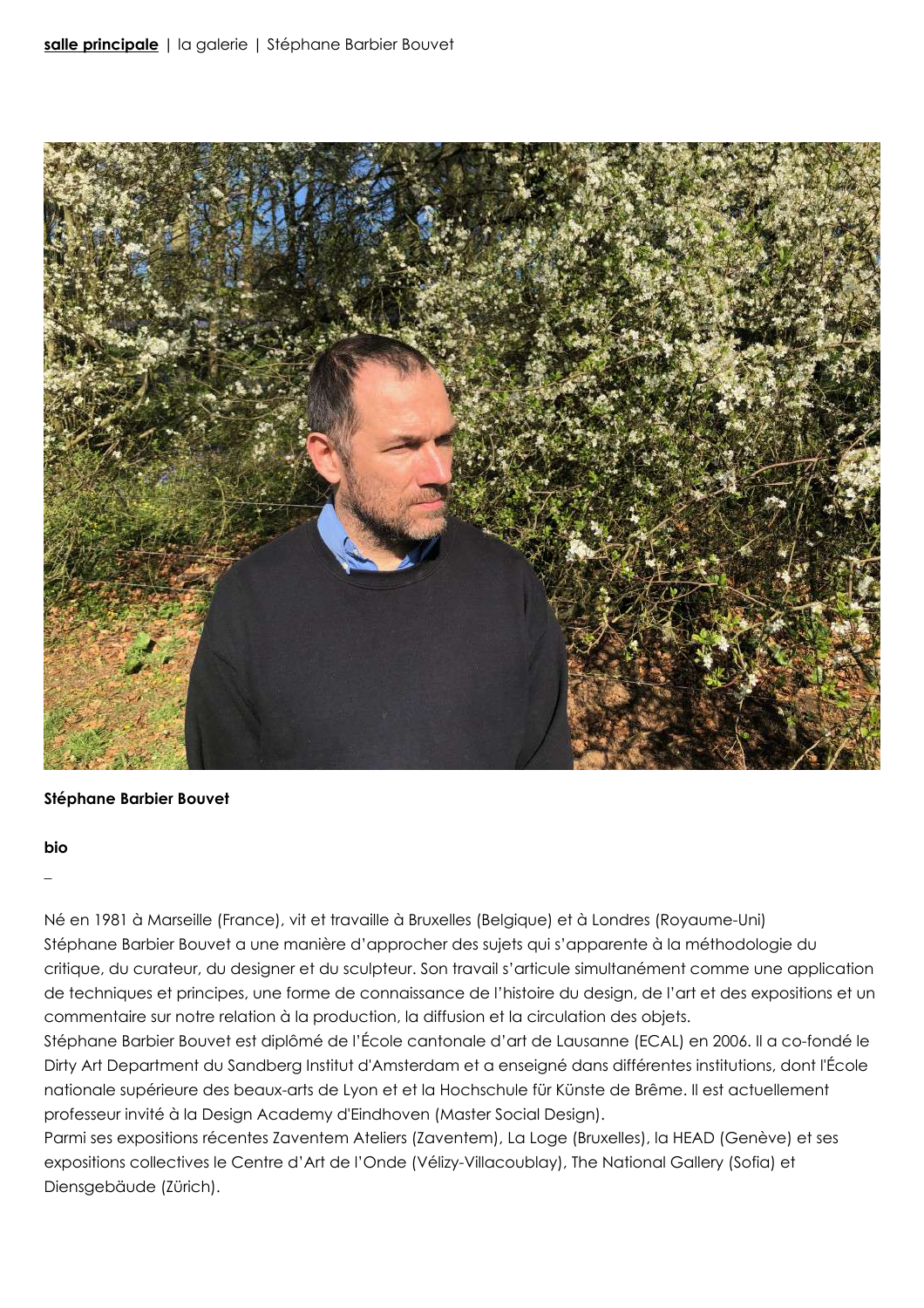**salle principale** | la galerie | Stéphane Barbier Bouvet

**Stéphane Barbier Bouvet**

**bio**

_

Né en 1981 à Marseille (France), vit et travaille à Bruxelles (Belgique) et à Londres (Royaume-Uni)
Stéphane Barbier Bouvet a une manière d'approcher des sujets qui s'apparente à la méthodologie du critique, du curateur, du designer et du sculpteur. Son travail s'articule simultanément comme une application de techniques et principes, une forme de connaissance de l'histoire du design, de l'art et des expositions et un commentaire sur notre relation à la production, la diffusion et la circulation des objets.
Stéphane Barbier Bouvet est diplômé de l'École cantonale d'art de Lausanne (ECAL) en 2006. Il a co-fondé le Dirty Art Department du Sandberg Institut d'Amsterdam et a enseigné dans différentes institutions, dont l'École nationale supérieure des beaux-arts de Lyon et la Hochschule für Künste de Brême. Il est actuellement professeur invité à la Design Academy d'Eindhoven (Master Social Design).
Parmi ses expositions récentes Zaventem Ateliers (Zaventem), La Loge (Bruxelles), la HEAD (Genève) et ses expositions collectives le Centre d'Art de l'Onde (Vélizy-Villacoublay), The National Gallery (Sofia) et Diensgebäude (Zürich).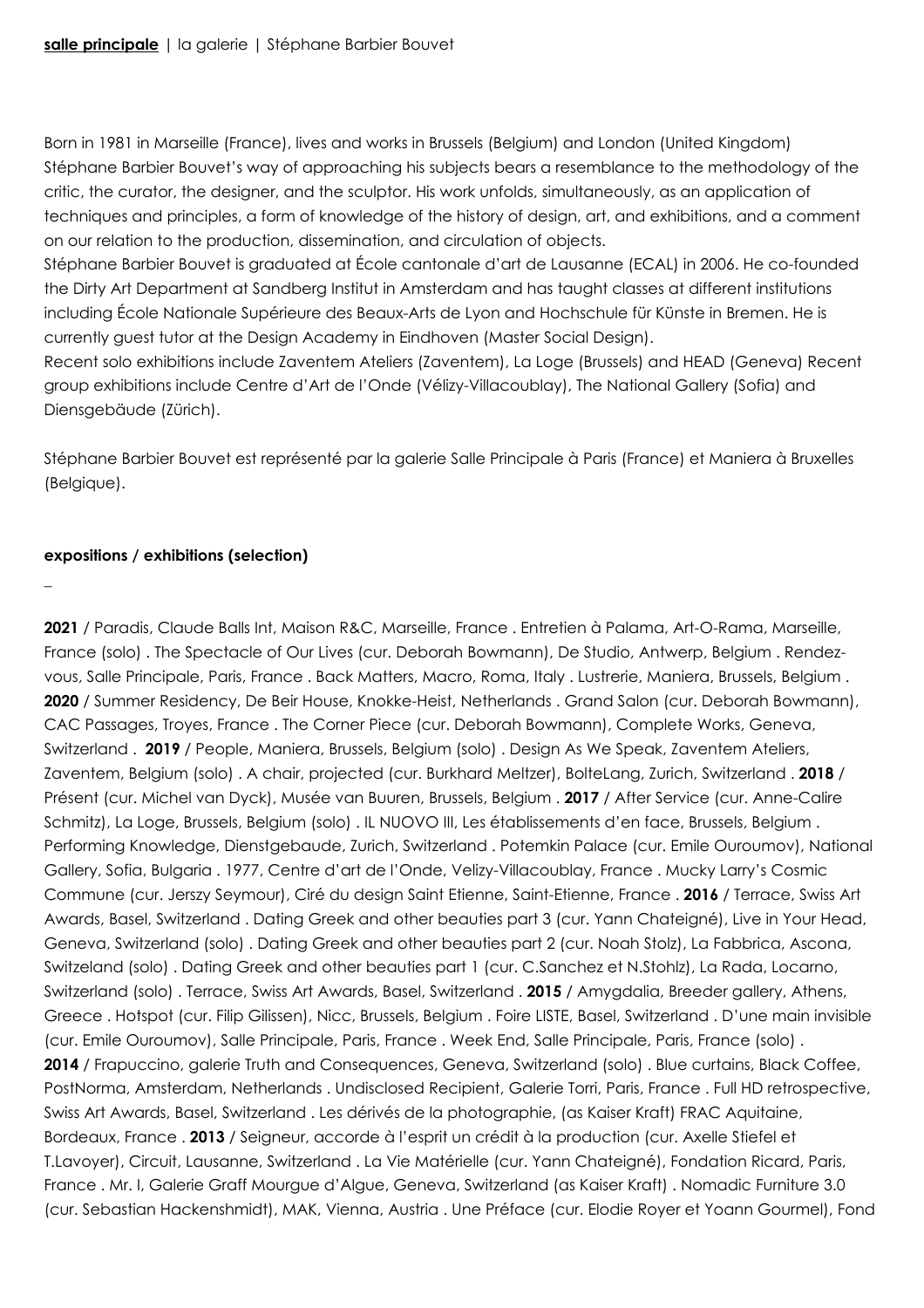**salle principale** | la galerie | Stéphane Barbier Bouvet

Born in 1981 in Marseille (France), lives and works in Brussels (Belgium) and London (United Kingdom)
Stéphane Barbier Bouvet's way of approaching his subjects bears a resemblance to the methodology of the critic, the curator, the designer, and the sculptor. His work unfolds, simultaneously, as an application of techniques and principles, a form of knowledge of the history of design, art, and exhibitions, and a comment on our relation to the production, dissemination, and circulation of objects.
Stéphane Barbier Bouvet is graduated at École cantonale d'art de Lausanne (ECAL) in 2006. He co-founded the Dirty Art Department at Sandberg Institut in Amsterdam and has taught classes at different institutions including École Nationale Supérieure des Beaux-Arts de Lyon and Hochschule für Künste in Bremen. He is currently guest tutor at the Design Academy in Eindhoven (Master Social Design).
Recent solo exhibitions include Zaventem Ateliers (Zaventem), La Loge (Brussels) and HEAD (Geneva) Recent group exhibitions include Centre d'Art de l'Onde (Vélizy-Villacoublay), The National Gallery (Sofia) and Diensgebäude (Zürich).

Stéphane Barbier Bouvet est représenté par la galerie Salle Principale à Paris (France) et Maniera à Bruxelles (Belgique).

**expositions / exhibitions (selection)**

–

**2021** / Paradis, Claude Balls Int, Maison R&C, Marseille, France . Entretien à Palama, Art-O-Rama, Marseille, France (solo) . The Spectacle of Our Lives (cur. Deborah Bowmann), De Studio, Antwerp, Belgium . Rendez-vous, Salle Principale, Paris, France . Back Matters, Macro, Roma, Italy . Lustrerie, Maniera, Brussels, Belgium . **2020** / Summer Residency, De Beir House, Knokke-Heist, Netherlands . Grand Salon (cur. Deborah Bowmann), CAC Passages, Troyes, France . The Corner Piece (cur. Deborah Bowmann), Complete Works, Geneva, Switzerland . **2019** / People, Maniera, Brussels, Belgium (solo) . Design As We Speak, Zaventem Ateliers, Zaventem, Belgium (solo) . A chair, projected (cur. Burkhard Meltzer), BolteLang, Zurich, Switzerland . **2018** / Présent (cur. Michel van Dyck), Musée van Buuren, Brussels, Belgium . **2017** / After Service (cur. Anne-Calire Schmitz), La Loge, Brussels, Belgium (solo) . IL NUOVO III, Les établissements d'en face, Brussels, Belgium . Performing Knowledge, Dienstgebaude, Zurich, Switzerland . Potemkin Palace (cur. Emile Ouroumov), National Gallery, Sofia, Bulgaria . 1977, Centre d'art de l'Onde, Velizy-Villacoublay, France . Mucky Larry's Cosmic Commune (cur. Jerszy Seymour), Ciré du design Saint Etienne, Saint-Etienne, France . **2016** / Terrace, Swiss Art Awards, Basel, Switzerland . Dating Greek and other beauties part 3 (cur. Yann Chateigné), Live in Your Head, Geneva, Switzerland (solo) . Dating Greek and other beauties part 2 (cur. Noah Stolz), La Fabbrica, Ascona, Switzeland (solo) . Dating Greek and other beauties part 1 (cur. C.Sanchez et N.Stohlz), La Rada, Locarno, Switzerland (solo) . Terrace, Swiss Art Awards, Basel, Switzerland . **2015** / Amygdalia, Breeder gallery, Athens, Greece . Hotspot (cur. Filip Gilissen), Nicc, Brussels, Belgium . Foire LISTE, Basel, Switzerland . D'une main invisible (cur. Emile Ouroumov), Salle Principale, Paris, France . Week End, Salle Principale, Paris, France (solo) . **2014** / Frapuccino, galerie Truth and Consequences, Geneva, Switzerland (solo) . Blue curtains, Black Coffee, PostNorma, Amsterdam, Netherlands . Undisclosed Recipient, Galerie Torri, Paris, France . Full HD retrospective, Swiss Art Awards, Basel, Switzerland . Les dérivés de la photographie, (as Kaiser Kraft) FRAC Aquitaine, Bordeaux, France . **2013** / Seigneur, accorde à l'esprit un crédit à la production (cur. Axelle Stiefel et T.Lavoyer), Circuit, Lausanne, Switzerland . La Vie Matérielle (cur. Yann Chateigné), Fondation Ricard, Paris, France . Mr. I, Galerie Graff Mourgue d'Algue, Geneva, Switzerland (as Kaiser Kraft) . Nomadic Furniture 3.0 (cur. Sebastian Hackenshmidt), MAK, Vienna, Austria . Une Préface (cur. Elodie Royer et Yoann Gourmel), Fond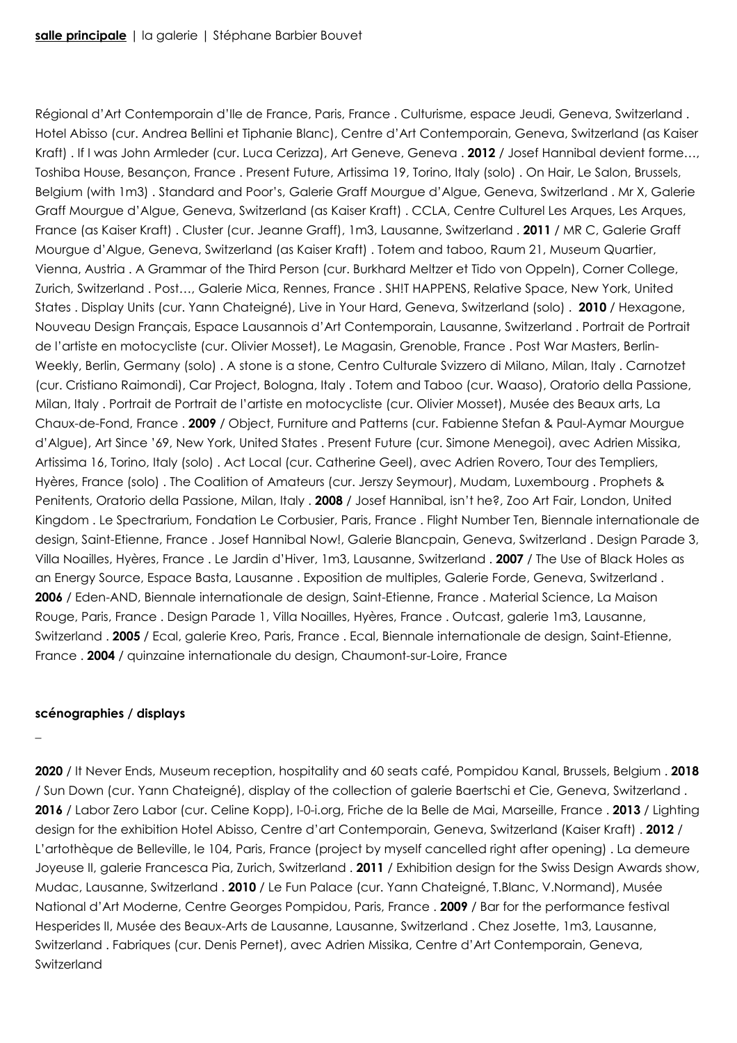Régional d'Art Contemporain d'Ile de France, Paris, France . Culturisme, espace Jeudi, Geneva, Switzerland . Hotel Abisso (cur. Andrea Bellini et Tiphanie Blanc), Centre d'Art Contemporain, Geneva, Switzerland (as Kaiser Kraft) . If I was John Armleder (cur. Luca Cerizza), Art Geneve, Geneva . **2012** / Josef Hannibal devient forme…, Toshiba House, Besançon, France . Present Future, Artissima 19, Torino, Italy (solo) . On Hair, Le Salon, Brussels, Belgium (with 1m3) . Standard and Poor's, Galerie Graff Mourgue d'Algue, Geneva, Switzerland . Mr X, Galerie Graff Mourgue d'Algue, Geneva, Switzerland (as Kaiser Kraft) . CCLA, Centre Culturel Les Arques, Les Arques, France (as Kaiser Kraft) . Cluster (cur. Jeanne Graff), 1m3, Lausanne, Switzerland . **2011** / MR C, Galerie Graff Mourgue d'Algue, Geneva, Switzerland (as Kaiser Kraft) . Totem and taboo, Raum 21, Museum Quartier, Vienna, Austria . A Grammar of the Third Person (cur. Burkhard Meltzer et Tido von Oppeln), Corner College, Zurich, Switzerland . Post…, Galerie Mica, Rennes, France . SH!T HAPPENS, Relative Space, New York, United States . Display Units (cur. Yann Chateigné), Live in Your Hard, Geneva, Switzerland (solo) . **2010** / Hexagone, Nouveau Design Français, Espace Lausannois d'Art Contemporain, Lausanne, Switzerland . Portrait de Portrait de l'artiste en motocycliste (cur. Olivier Mosset), Le Magasin, Grenoble, France . Post War Masters, Berlin-Weekly, Berlin, Germany (solo) . A stone is a stone, Centro Culturale Svizzero di Milano, Milan, Italy . Carnotzet (cur. Cristiano Raimondi), Car Project, Bologna, Italy . Totem and Taboo (cur. Waaso), Oratorio della Passione, Milan, Italy . Portrait de Portrait de l'artiste en motocycliste (cur. Olivier Mosset), Musée des Beaux arts, La Chaux-de-Fond, France . **2009** / Object, Furniture and Patterns (cur. Fabienne Stefan & Paul-Aymar Mourgue d'Algue), Art Since '69, New York, United States . Present Future (cur. Simone Menegoi), avec Adrien Missika, Artissima 16, Torino, Italy (solo) . Act Local (cur. Catherine Geel), avec Adrien Rovero, Tour des Templiers, Hyères, France (solo) . The Coalition of Amateurs (cur. Jerszy Seymour), Mudam, Luxembourg . Prophets & Penitents, Oratorio della Passione, Milan, Italy . **2008** / Josef Hannibal, isn't he?, Zoo Art Fair, London, United Kingdom . Le Spectrarium, Fondation Le Corbusier, Paris, France . Flight Number Ten, Biennale internationale de design, Saint-Etienne, France . Josef Hannibal Now!, Galerie Blancpain, Geneva, Switzerland . Design Parade 3, Villa Noailles, Hyères, France . Le Jardin d'Hiver, 1m3, Lausanne, Switzerland . **2007** / The Use of Black Holes as an Energy Source, Espace Basta, Lausanne . Exposition de multiples, Galerie Forde, Geneva, Switzerland . **2006** / Eden-AND, Biennale internationale de design, Saint-Etienne, France . Material Science, La Maison Rouge, Paris, France . Design Parade 1, Villa Noailles, Hyères, France . Outcast, galerie 1m3, Lausanne, Switzerland . **2005** / Ecal, galerie Kreo, Paris, France . Ecal, Biennale internationale de design, Saint-Etienne, France . **2004** / quinzaine internationale du design, Chaumont-sur-Loire, France

**scénographies / displays**

–

**2020** / It Never Ends, Museum reception, hospitality and 60 seats café, Pompidou Kanal, Brussels, Belgium . **2018** / Sun Down (cur. Yann Chateigné), display of the collection of galerie Baertschi et Cie, Geneva, Switzerland . **2016** / Labor Zero Labor (cur. Celine Kopp), l-0-i.org, Friche de la Belle de Mai, Marseille, France . **2013** / Lighting design for the exhibition Hotel Abisso, Centre d'art Contemporain, Geneva, Switzerland (Kaiser Kraft) . **2012** / L'artothèque de Belleville, le 104, Paris, France (project by myself cancelled right after opening) . La demeure Joyeuse II, galerie Francesca Pia, Zurich, Switzerland . **2011** / Exhibition design for the Swiss Design Awards show, Mudac, Lausanne, Switzerland . **2010** / Le Fun Palace (cur. Yann Chateigné, T.Blanc, V.Normand), Musée National d'Art Moderne, Centre Georges Pompidou, Paris, France . **2009** / Bar for the performance festival Hesperides II, Musée des Beaux-Arts de Lausanne, Lausanne, Switzerland . Chez Josette, 1m3, Lausanne, Switzerland . Fabriques (cur. Denis Pernet), avec Adrien Missika, Centre d'Art Contemporain, Geneva, Switzerland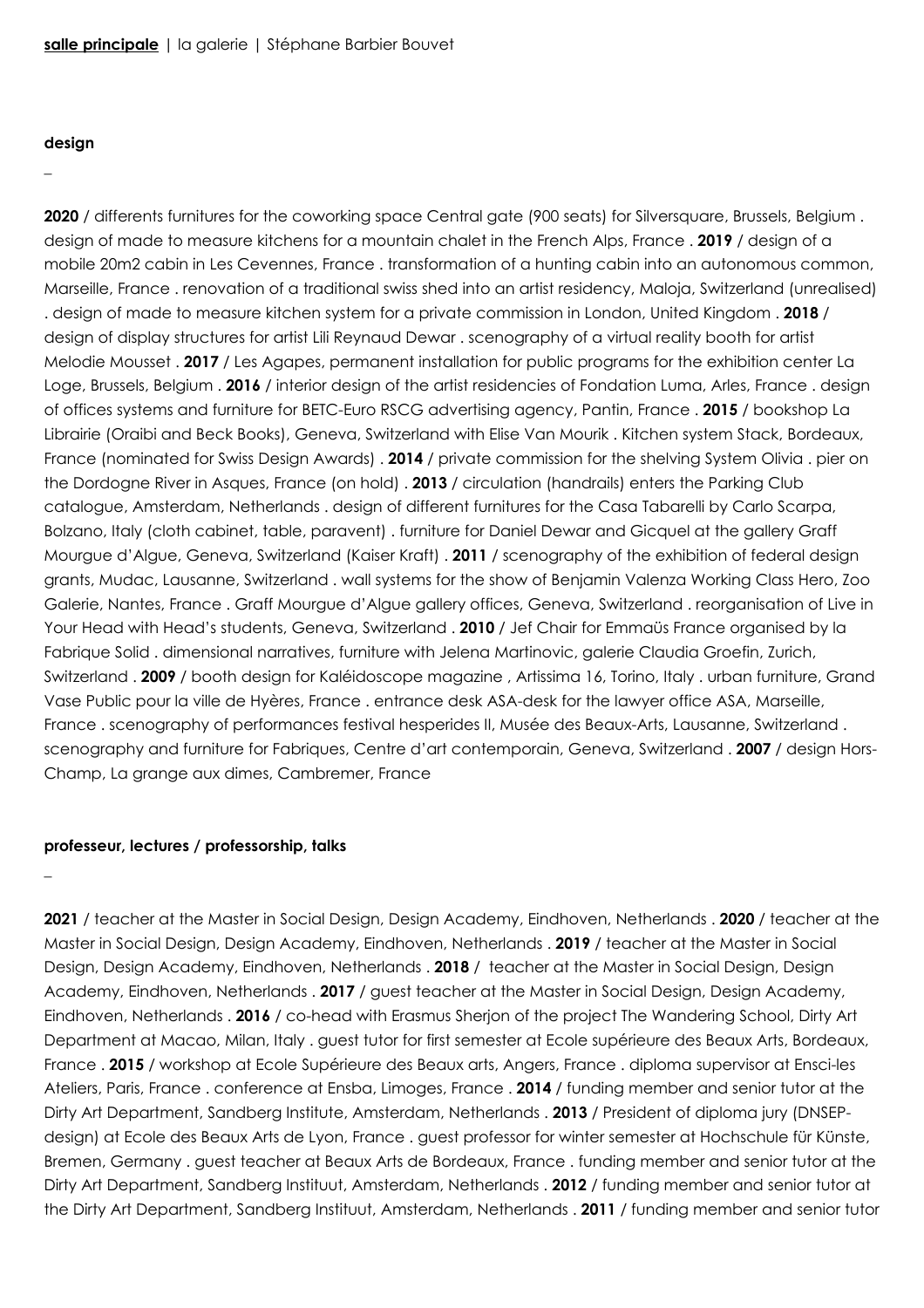**salle principale** | la galerie | Stéphane Barbier Bouvet

**design**

_

**2020** / differents furnitures for the coworking space Central gate (900 seats) for Silversquare, Brussels, Belgium . design of made to measure kitchens for a mountain chalet in the French Alps, France . **2019** / design of a mobile 20m2 cabin in Les Cevennes, France . transformation of a hunting cabin into an autonomous common, Marseille, France . renovation of a traditional swiss shed into an artist residency, Maloja, Switzerland (unrealised) . design of made to measure kitchen system for a private commission in London, United Kingdom . **2018** / design of display structures for artist Lili Reynaud Dewar . scenography of a virtual reality booth for artist Melodie Mousset . **2017** / Les Agapes, permanent installation for public programs for the exhibition center La Loge, Brussels, Belgium . **2016** / interior design of the artist residencies of Fondation Luma, Arles, France . design of offices systems and furniture for BETC-Euro RSCG advertising agency, Pantin, France . **2015** / bookshop La Librairie (Oraibi and Beck Books), Geneva, Switzerland with Elise Van Mourik . Kitchen system Stack, Bordeaux, France (nominated for Swiss Design Awards) . **2014** / private commission for the shelving System Olivia . pier on the Dordogne River in Asques, France (on hold) . **2013** / circulation (handrails) enters the Parking Club catalogue, Amsterdam, Netherlands . design of different furnitures for the Casa Tabarelli by Carlo Scarpa, Bolzano, Italy (cloth cabinet, table, paravent) . furniture for Daniel Dewar and Gicquel at the gallery Graff Mourgue d'Algue, Geneva, Switzerland (Kaiser Kraft) . **2011** / scenography of the exhibition of federal design grants, Mudac, Lausanne, Switzerland . wall systems for the show of Benjamin Valenza Working Class Hero, Zoo Galerie, Nantes, France . Graff Mourgue d'Algue gallery offices, Geneva, Switzerland . reorganisation of Live in Your Head with Head's students, Geneva, Switzerland . **2010** / Jef Chair for Emmaüs France organised by la Fabrique Solid . dimensional narratives, furniture with Jelena Martinovic, galerie Claudia Groefin, Zurich, Switzerland . **2009** / booth design for Kaléidoscope magazine , Artissima 16, Torino, Italy . urban furniture, Grand Vase Public pour la ville de Hyères, France . entrance desk ASA-desk for the lawyer office ASA, Marseille, France . scenography of performances festival hesperides II, Musée des Beaux-Arts, Lausanne, Switzerland . scenography and furniture for Fabriques, Centre d'art contemporain, Geneva, Switzerland . **2007** / design Hors-Champ, La grange aux dimes, Cambremer, France

**professeur, lectures / professorship, talks**

_

**2021** / teacher at the Master in Social Design, Design Academy, Eindhoven, Netherlands . **2020** / teacher at the Master in Social Design, Design Academy, Eindhoven, Netherlands . **2019** / teacher at the Master in Social Design, Design Academy, Eindhoven, Netherlands . **2018** / teacher at the Master in Social Design, Design Academy, Eindhoven, Netherlands . **2017** / guest teacher at the Master in Social Design, Design Academy, Eindhoven, Netherlands . **2016** / co-head with Erasmus Sherjon of the project The Wandering School, Dirty Art Department at Macao, Milan, Italy . guest tutor for first semester at Ecole supérieure des Beaux Arts, Bordeaux, France . **2015** / workshop at Ecole Supérieure des Beaux arts, Angers, France . diploma supervisor at Ensci-les Ateliers, Paris, France . conference at Ensba, Limoges, France . **2014** / funding member and senior tutor at the Dirty Art Department, Sandberg Institute, Amsterdam, Netherlands . **2013** / President of diploma jury (DNSEP-design) at Ecole des Beaux Arts de Lyon, France . guest professor for winter semester at Hochschule für Künste, Bremen, Germany . guest teacher at Beaux Arts de Bordeaux, France . funding member and senior tutor at the Dirty Art Department, Sandberg Instituut, Amsterdam, Netherlands . **2012** / funding member and senior tutor at the Dirty Art Department, Sandberg Instituut, Amsterdam, Netherlands . **2011** / funding member and senior tutor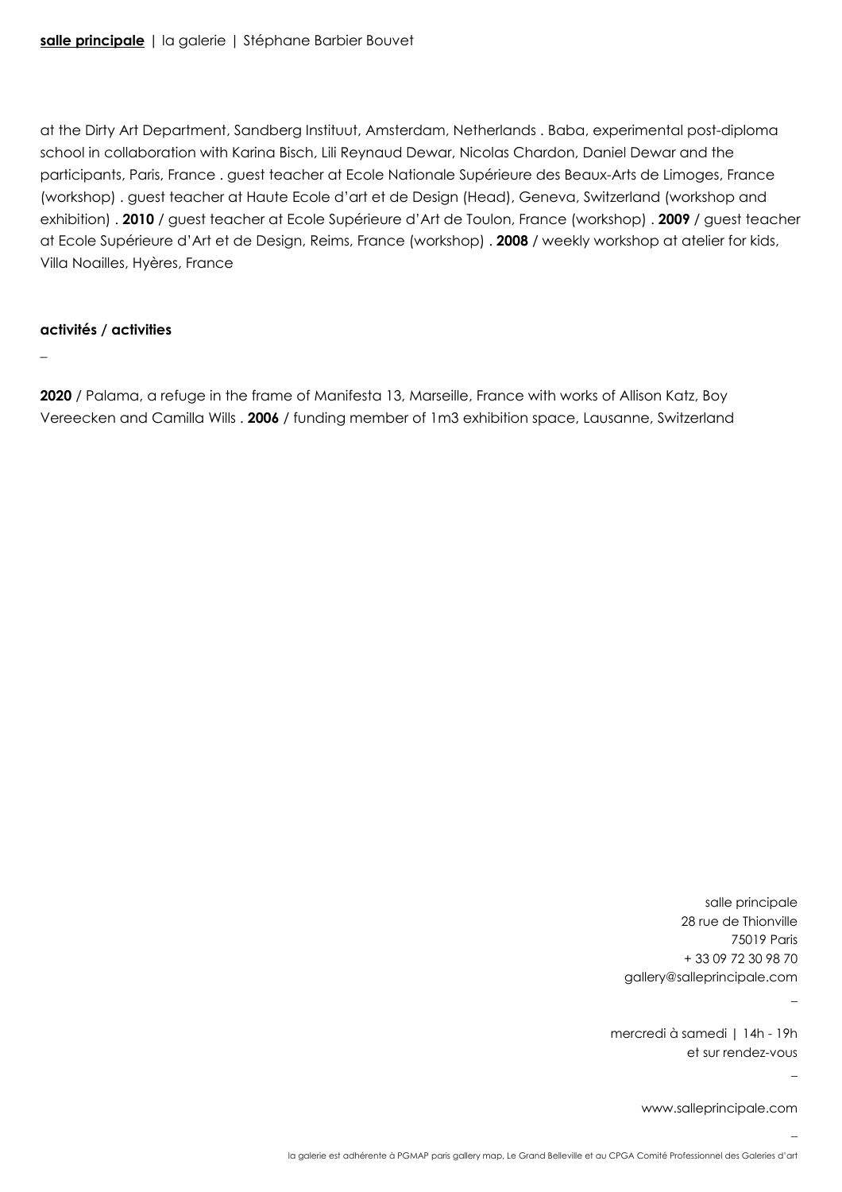at the Dirty Art Department, Sandberg Instituut, Amsterdam, Netherlands . Baba, experimental post-diploma school in collaboration with Karina Bisch, Lili Reynaud Dewar, Nicolas Chardon, Daniel Dewar and the participants, Paris, France . guest teacher at Ecole Nationale Supérieure des Beaux-Arts de Limoges, France (workshop) . guest teacher at Haute Ecole d'art et de Design (Head), Geneva, Switzerland (workshop and exhibition) . **2010** / guest teacher at Ecole Supérieure d'Art de Toulon, France (workshop) . **2009** / guest teacher at Ecole Supérieure d'Art et de Design, Reims, France (workshop) . **2008** / weekly workshop at atelier for kids, Villa Noailles, Hyères, France

**activités / activities**

_

**2020** / Palama, a refuge in the frame of Manifesta 13, Marseille, France with works of Allison Katz, Boy Vereecken and Camilla Wills . **2006** / funding member of 1m3 exhibition space, Lausanne, Switzerland

salle principale
28 rue de Thionville
75019 Paris
+ 33 09 72 30 98 70
gallery@salleprincipale.com

_

mercredi à samedi | 14h - 19h
et sur rendez-vous

_

www.salleprincipale.com

_

la galerie est adhérente à PGMAP paris gallery map, Le Grand Belleville et au CPGA Comité Professionnel des Galeries d'art